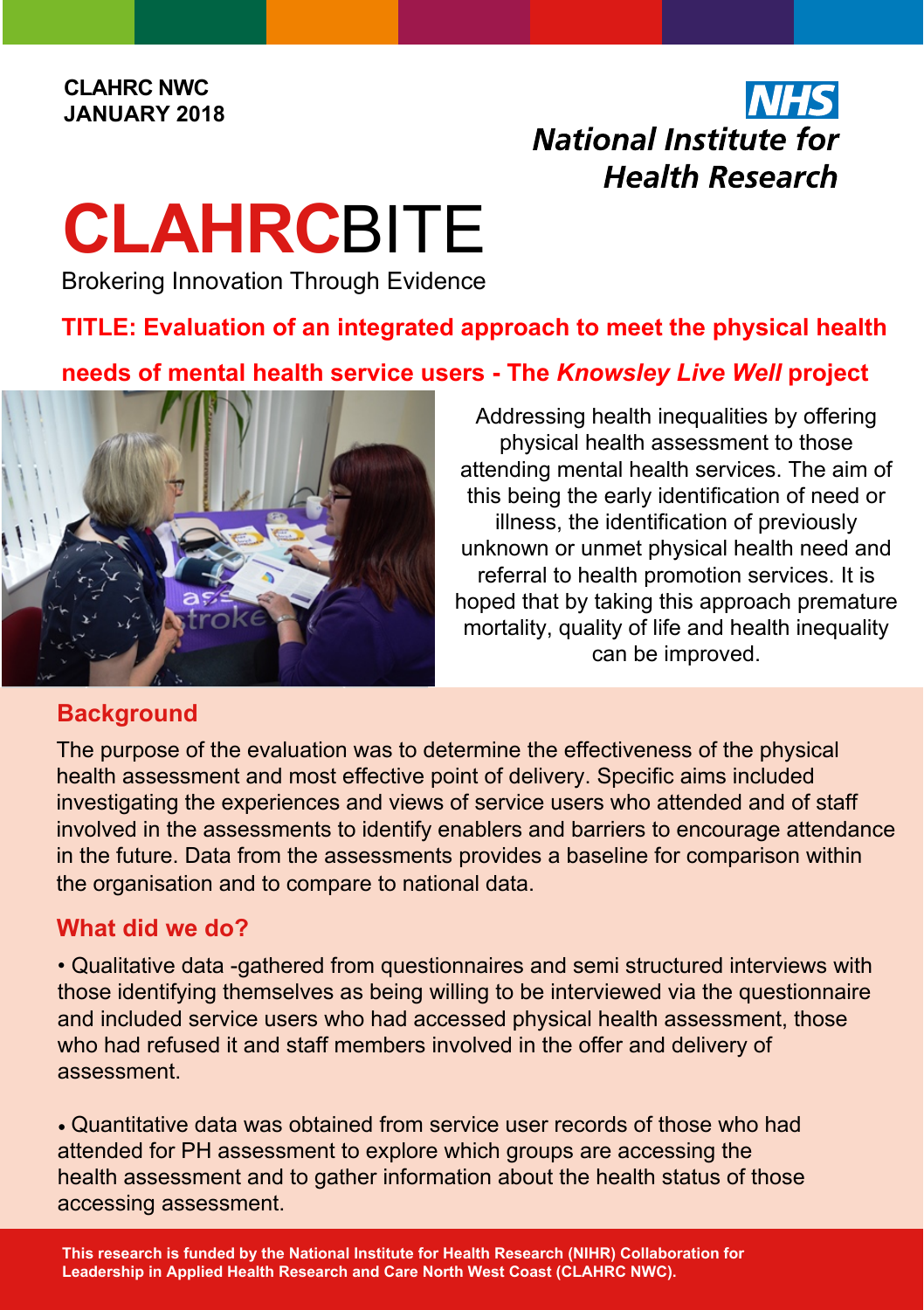**CLAHRC NWC**
**JANUARY 2018**

NHS
National Institute for Health Research

# CLAHRCBITE

Brokering Innovation Through Evidence

## TITLE: Evaluation of an integrated approach to meet the physical health needs of mental health service users - The *Knowsley Live Well* project

Addressing health inequalities by offering physical health assessment to those attending mental health services. The aim of this being the early identification of need or illness, the identification of previously unknown or unmet physical health need and referral to health promotion services. It is hoped that by taking this approach premature mortality, quality of life and health inequality can be improved.

## Background

The purpose of the evaluation was to determine the effectiveness of the physical health assessment and most effective point of delivery. Specific aims included investigating the experiences and views of service users who attended and of staff involved in the assessments to identify enablers and barriers to encourage attendance in the future. Data from the assessments provides a baseline for comparison within the organisation and to compare to national data.

## What did we do?

- Qualitative data -gathered from questionnaires and semi structured interviews with those identifying themselves as being willing to be interviewed via the questionnaire and included service users who had accessed physical health assessment, those who had refused it and staff members involved in the offer and delivery of assessment.

- Quantitative data was obtained from service user records of those who had attended for PH assessment to explore which groups are accessing the health assessment and to gather information about the health status of those accessing assessment.

**This research is funded by the National Institute for Health Research (NIHR) Collaboration for Leadership in Applied Health Research and Care North West Coast (CLAHRC NWC).**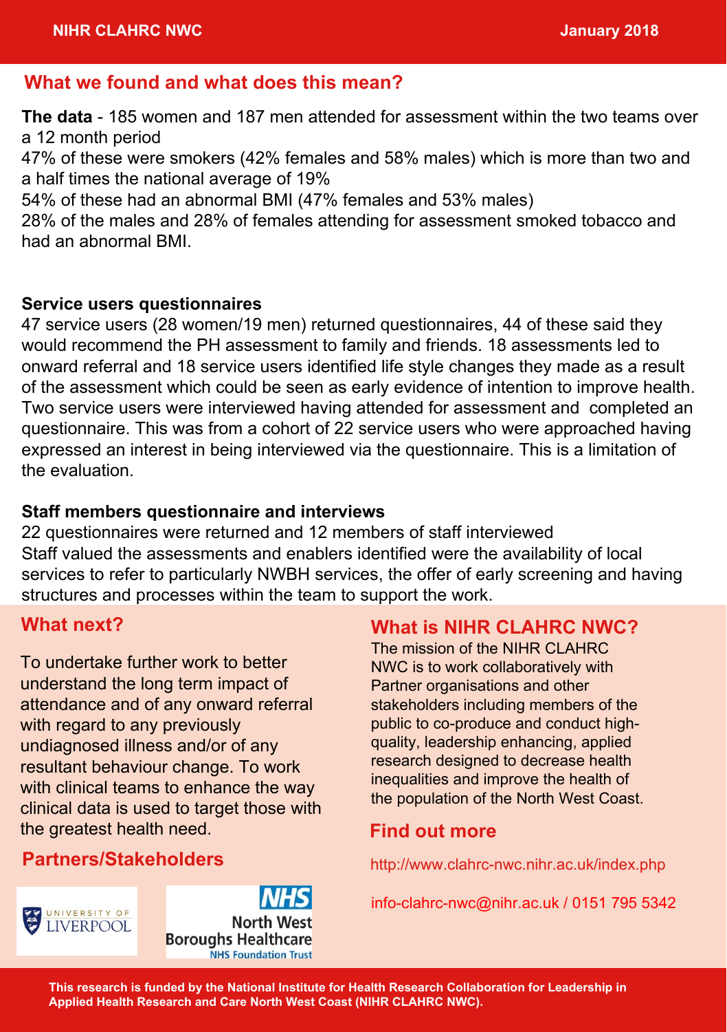## What we found and what does this mean?

**The data** - 185 women and 187 men attended for assessment within the two teams over a 12 month period

47% of these were smokers (42% females and 58% males) which is more than two and a half times the national average of 19%

54% of these had an abnormal BMI (47% females and 53% males)

28% of the males and 28% of females attending for assessment smoked tobacco and had an abnormal BMI.

**Service users questionnaires**

47 service users (28 women/19 men) returned questionnaires, 44 of these said they would recommend the PH assessment to family and friends. 18 assessments led to onward referral and 18 service users identified life style changes they made as a result of the assessment which could be seen as early evidence of intention to improve health. Two service users were interviewed having attended for assessment and completed an questionnaire. This was from a cohort of 22 service users who were approached having expressed an interest in being interviewed via the questionnaire. This is a limitation of the evaluation.

**Staff members questionnaire and interviews**

22 questionnaires were returned and 12 members of staff interviewed

Staff valued the assessments and enablers identified were the availability of local services to refer to particularly NWBH services, the offer of early screening and having structures and processes within the team to support the work.

## What next?

To undertake further work to better understand the long term impact of attendance and of any onward referral with regard to any previously undiagnosed illness and/or of any resultant behaviour change. To work with clinical teams to enhance the way clinical data is used to target those with the greatest health need.

## Partners/Stakeholders

University of Liverpool

NHS North West Boroughs Healthcare NHS Foundation Trust

## What is NIHR CLAHRC NWC?

The mission of the NIHR CLAHRC NWC is to work collaboratively with Partner organisations and other stakeholders including members of the public to co-produce and conduct high-quality, leadership enhancing, applied research designed to decrease health inequalities and improve the health of the population of the North West Coast.

## Find out more

http://www.clahrc-nwc.nihr.ac.uk/index.php

info-clahrc-nwc@nihr.ac.uk / 0151 795 5342

**This research is funded by the National Institute for Health Research Collaboration for Leadership in Applied Health Research and Care North West Coast (NIHR CLAHRC NWC).**